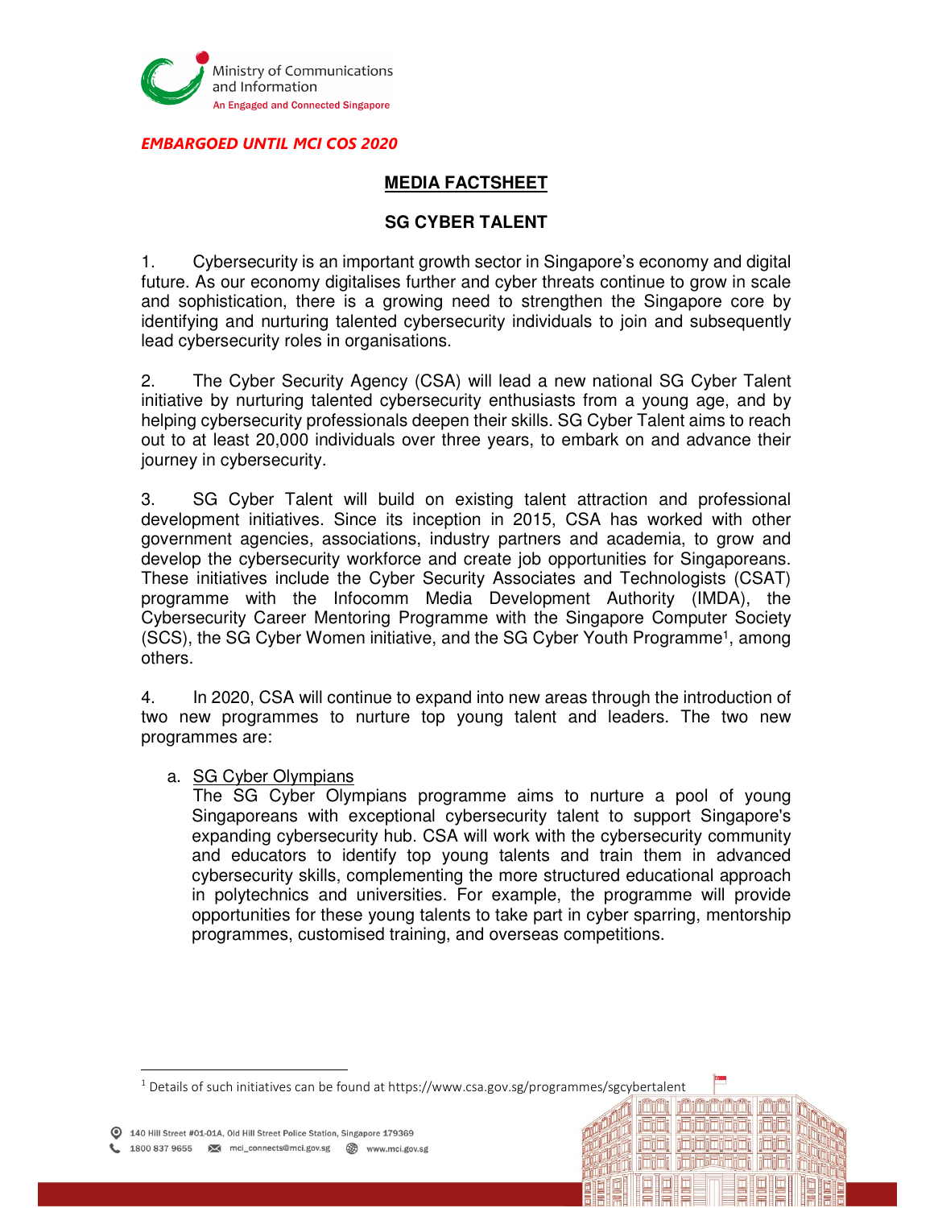*EMBARGOED UNTIL MCI COS 2020*

**MEDIA FACTSHEET**

**SG CYBER TALENT**

1. Cybersecurity is an important growth sector in Singapore's economy and digital future. As our economy digitalises further and cyber threats continue to grow in scale and sophistication, there is a growing need to strengthen the Singapore core by identifying and nurturing talented cybersecurity individuals to join and subsequently lead cybersecurity roles in organisations.

2. The Cyber Security Agency (CSA) will lead a new national SG Cyber Talent initiative by nurturing talented cybersecurity enthusiasts from a young age, and by helping cybersecurity professionals deepen their skills. SG Cyber Talent aims to reach out to at least 20,000 individuals over three years, to embark on and advance their journey in cybersecurity.

3. SG Cyber Talent will build on existing talent attraction and professional development initiatives. Since its inception in 2015, CSA has worked with other government agencies, associations, industry partners and academia, to grow and develop the cybersecurity workforce and create job opportunities for Singaporeans. These initiatives include the Cyber Security Associates and Technologists (CSAT) programme with the Infocomm Media Development Authority (IMDA), the Cybersecurity Career Mentoring Programme with the Singapore Computer Society (SCS), the SG Cyber Women initiative, and the SG Cyber Youth Programme[1], among others.

4. In 2020, CSA will continue to expand into new areas through the introduction of two new programmes to nurture top young talent and leaders. The two new programmes are:

a. SG Cyber Olympians

The SG Cyber Olympians programme aims to nurture a pool of young Singaporeans with exceptional cybersecurity talent to support Singapore's expanding cybersecurity hub. CSA will work with the cybersecurity community and educators to identify top young talents and train them in advanced cybersecurity skills, complementing the more structured educational approach in polytechnics and universities. For example, the programme will provide opportunities for these young talents to take part in cyber sparring, mentorship programmes, customised training, and overseas competitions.

---

[1] Details of such initiatives can be found at https://www.csa.gov.sg/programmes/sgcybertalent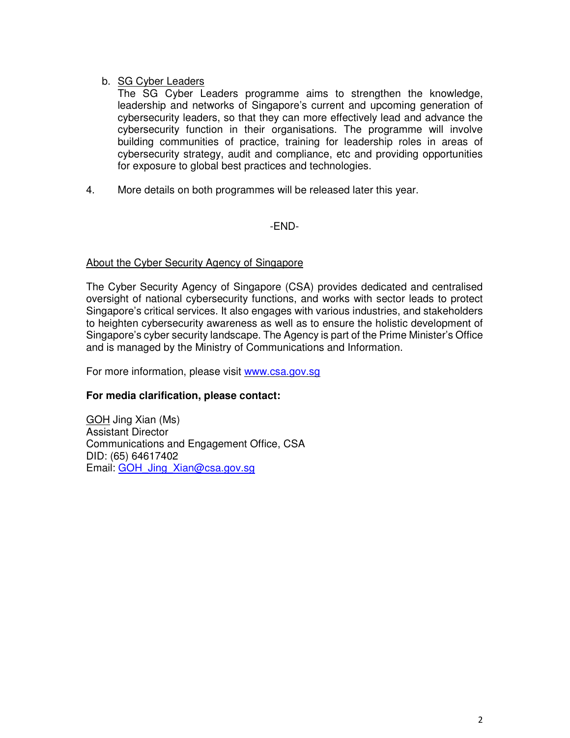b. SG Cyber Leaders

   The SG Cyber Leaders programme aims to strengthen the knowledge, leadership and networks of Singapore's current and upcoming generation of cybersecurity leaders, so that they can more effectively lead and advance the cybersecurity function in their organisations. The programme will involve building communities of practice, training for leadership roles in areas of cybersecurity strategy, audit and compliance, etc and providing opportunities for exposure to global best practices and technologies.

4. More details on both programmes will be released later this year.

-END-

About the Cyber Security Agency of Singapore

The Cyber Security Agency of Singapore (CSA) provides dedicated and centralised oversight of national cybersecurity functions, and works with sector leads to protect Singapore's critical services. It also engages with various industries, and stakeholders to heighten cybersecurity awareness as well as to ensure the holistic development of Singapore's cyber security landscape. The Agency is part of the Prime Minister's Office and is managed by the Ministry of Communications and Information.

For more information, please visit www.csa.gov.sg

**For media clarification, please contact:**

GOH Jing Xian (Ms)
Assistant Director
Communications and Engagement Office, CSA
DID: (65) 64617402
Email: GOH_Jing_Xian@csa.gov.sg